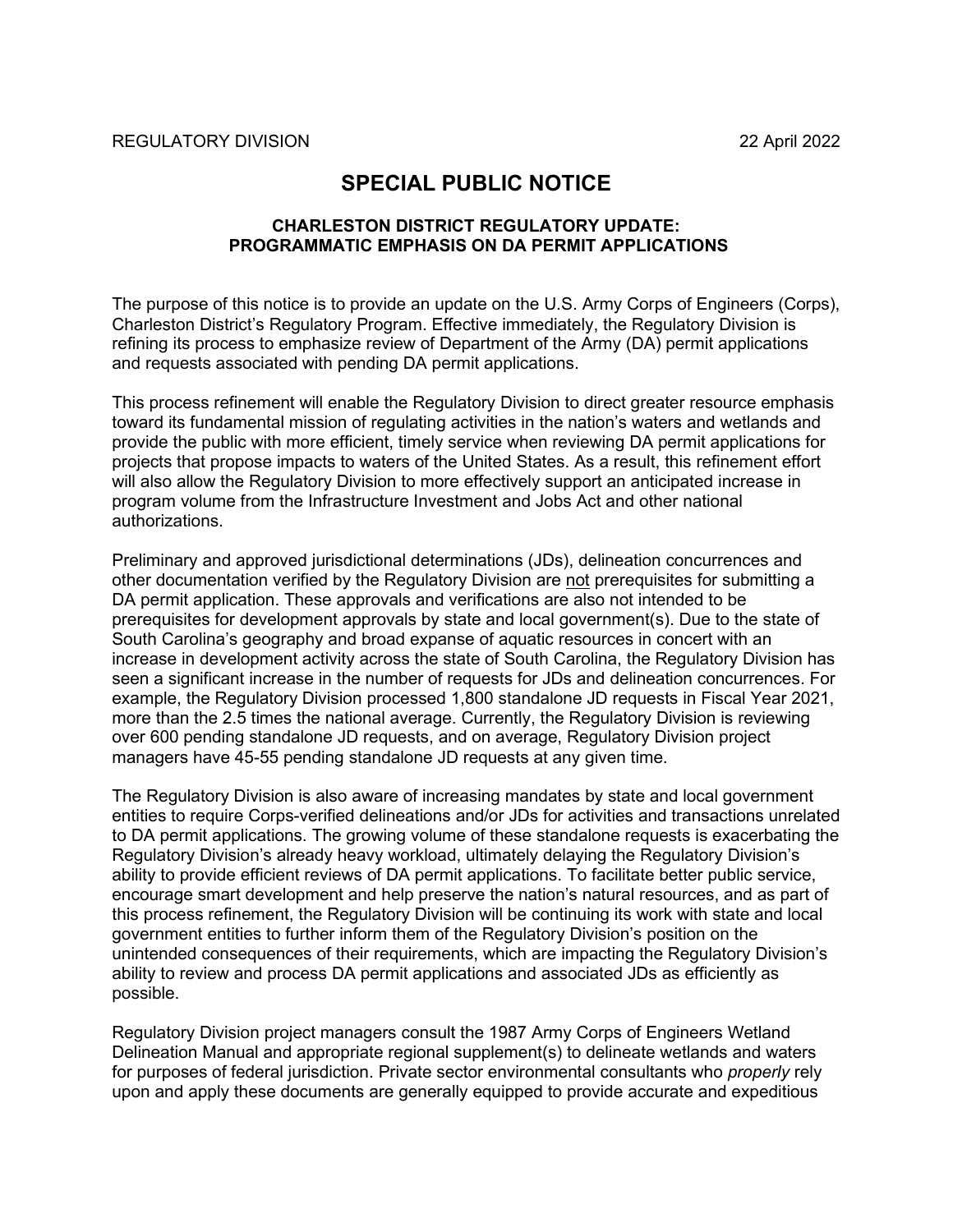REGULATORY DIVISION 22 April 2022

# SPECIAL PUBLIC NOTICE

### CHARLESTON DISTRICT REGULATORY UPDATE: PROGRAMMATIC EMPHASIS ON DA PERMIT APPLICATIONS

The purpose of this notice is to provide an update on the U.S. Army Corps of Engineers (Corps), Charleston District's Regulatory Program. Effective immediately, the Regulatory Division is refining its process to emphasize review of Department of the Army (DA) permit applications and requests associated with pending DA permit applications.

This process refinement will enable the Regulatory Division to direct greater resource emphasis toward its fundamental mission of regulating activities in the nation's waters and wetlands and provide the public with more efficient, timely service when reviewing DA permit applications for projects that propose impacts to waters of the United States. As a result, this refinement effort will also allow the Regulatory Division to more effectively support an anticipated increase in program volume from the Infrastructure Investment and Jobs Act and other national authorizations.

Preliminary and approved jurisdictional determinations (JDs), delineation concurrences and other documentation verified by the Regulatory Division are <u>not</u> prerequisites for submitting a DA permit application. These approvals and verifications are also not intended to be prerequisites for development approvals by state and local government(s). Due to the state of South Carolina's geography and broad expanse of aquatic resources in concert with an increase in development activity across the state of South Carolina, the Regulatory Division has seen a significant increase in the number of requests for JDs and delineation concurrences. For example, the Regulatory Division processed 1,800 standalone JD requests in Fiscal Year 2021, more than the 2.5 times the national average. Currently, the Regulatory Division is reviewing over 600 pending standalone JD requests, and on average, Regulatory Division project managers have 45-55 pending standalone JD requests at any given time.

The Regulatory Division is also aware of increasing mandates by state and local government entities to require Corps-verified delineations and/or JDs for activities and transactions unrelated to DA permit applications. The growing volume of these standalone requests is exacerbating the Regulatory Division's already heavy workload, ultimately delaying the Regulatory Division's ability to provide efficient reviews of DA permit applications. To facilitate better public service, encourage smart development and help preserve the nation's natural resources, and as part of this process refinement, the Regulatory Division will be continuing its work with state and local government entities to further inform them of the Regulatory Division's position on the unintended consequences of their requirements, which are impacting the Regulatory Division's ability to review and process DA permit applications and associated JDs as efficiently as possible.

Regulatory Division project managers consult the 1987 Army Corps of Engineers Wetland Delineation Manual and appropriate regional supplement(s) to delineate wetlands and waters for purposes of federal jurisdiction. Private sector environmental consultants who *properly* rely upon and apply these documents are generally equipped to provide accurate and expeditious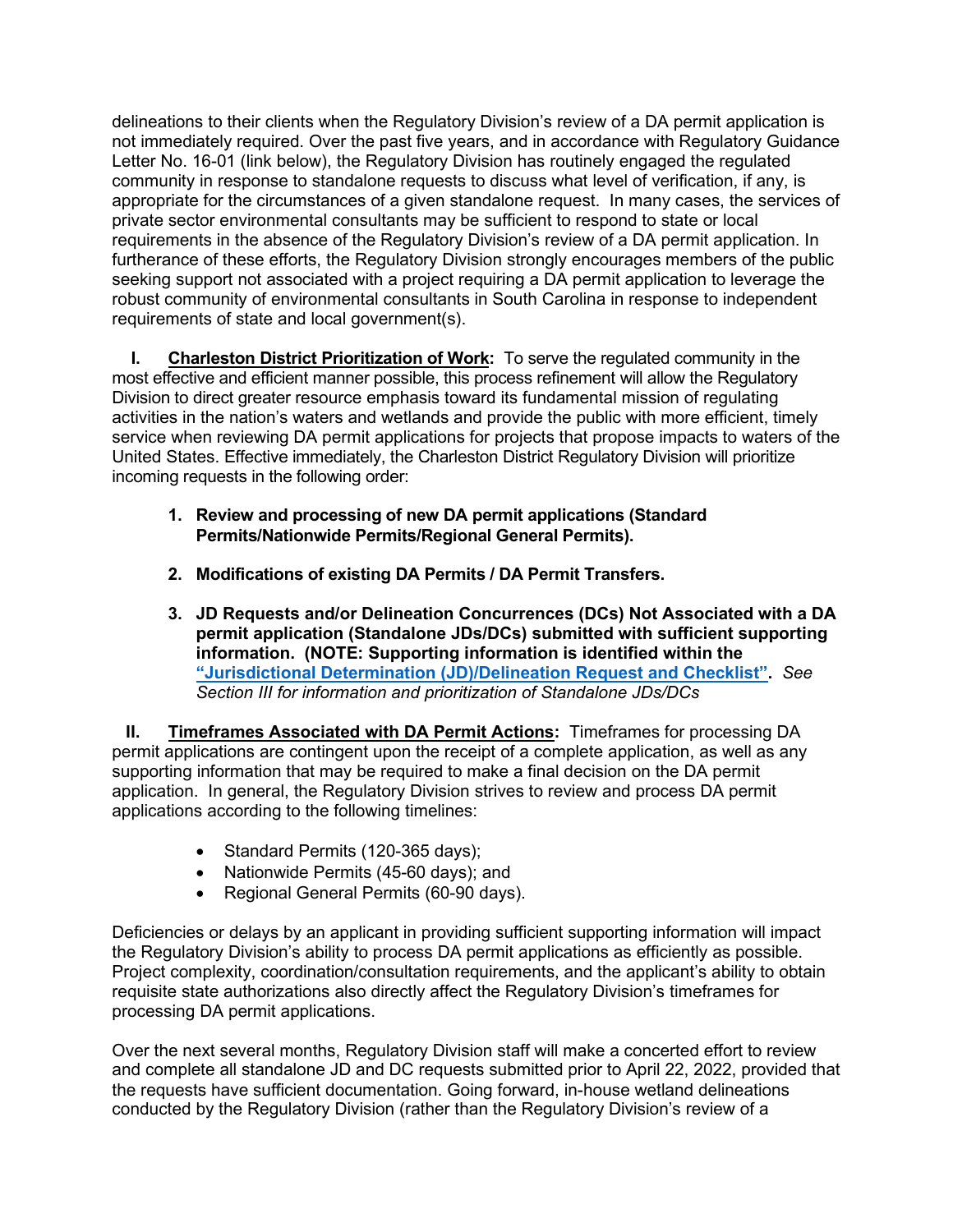delineations to their clients when the Regulatory Division's review of a DA permit application is not immediately required. Over the past five years, and in accordance with Regulatory Guidance Letter No. 16-01 (link below), the Regulatory Division has routinely engaged the regulated community in response to standalone requests to discuss what level of verification, if any, is appropriate for the circumstances of a given standalone request. In many cases, the services of private sector environmental consultants may be sufficient to respond to state or local requirements in the absence of the Regulatory Division's review of a DA permit application. In furtherance of these efforts, the Regulatory Division strongly encourages members of the public seeking support not associated with a project requiring a DA permit application to leverage the robust community of environmental consultants in South Carolina in response to independent requirements of state and local government(s).

**I. <u>Charleston District Prioritization of Work</u>:** To serve the regulated community in the most effective and efficient manner possible, this process refinement will allow the Regulatory Division to direct greater resource emphasis toward its fundamental mission of regulating activities in the nation's waters and wetlands and provide the public with more efficient, timely service when reviewing DA permit applications for projects that propose impacts to waters of the United States. Effective immediately, the Charleston District Regulatory Division will prioritize incoming requests in the following order:

1. **Review and processing of new DA permit applications (Standard Permits/Nationwide Permits/Regional General Permits).**

2. **Modifications of existing DA Permits / DA Permit Transfers.**

3. **JD Requests and/or Delineation Concurrences (DCs) Not Associated with a DA permit application (Standalone JDs/DCs) submitted with sufficient supporting information. (NOTE: Supporting information is identified within the "Jurisdictional Determination (JD)/Delineation Request and Checklist".** *See Section III for information and prioritization of Standalone JDs/DCs*

**II. <u>Timeframes Associated with DA Permit Actions</u>:** Timeframes for processing DA permit applications are contingent upon the receipt of a complete application, as well as any supporting information that may be required to make a final decision on the DA permit application. In general, the Regulatory Division strives to review and process DA permit applications according to the following timelines:

- Standard Permits (120-365 days);
- Nationwide Permits (45-60 days); and
- Regional General Permits (60-90 days).

Deficiencies or delays by an applicant in providing sufficient supporting information will impact the Regulatory Division's ability to process DA permit applications as efficiently as possible. Project complexity, coordination/consultation requirements, and the applicant's ability to obtain requisite state authorizations also directly affect the Regulatory Division's timeframes for processing DA permit applications.

Over the next several months, Regulatory Division staff will make a concerted effort to review and complete all standalone JD and DC requests submitted prior to April 22, 2022, provided that the requests have sufficient documentation. Going forward, in-house wetland delineations conducted by the Regulatory Division (rather than the Regulatory Division's review of a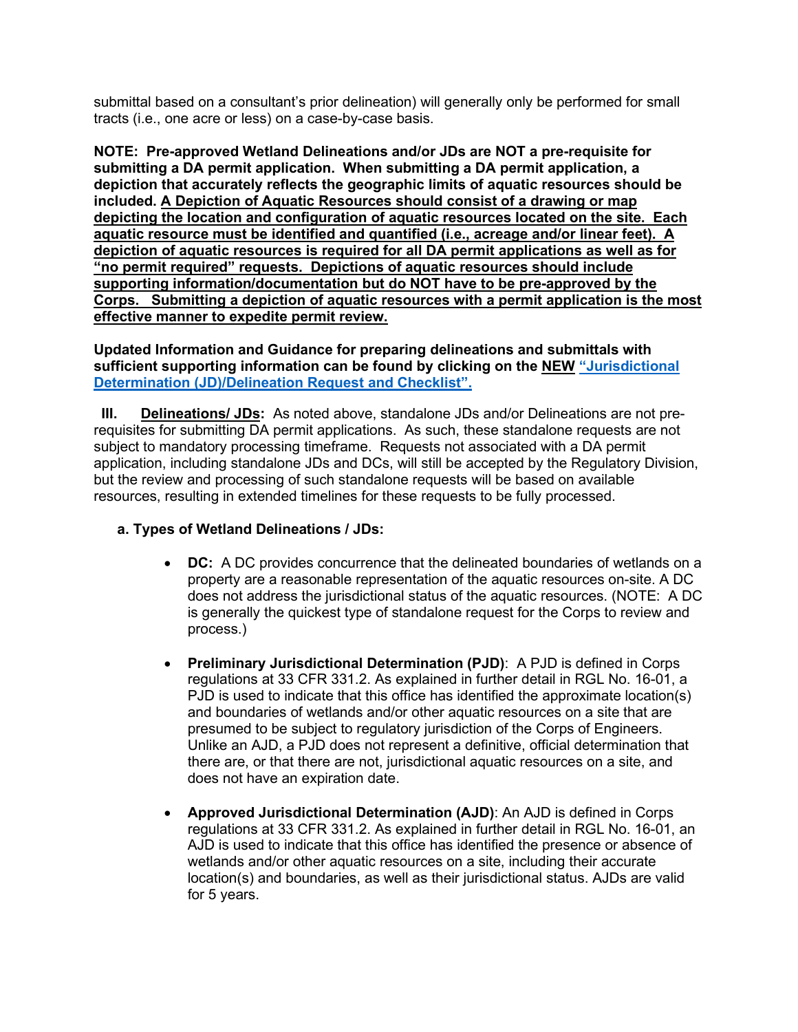submittal based on a consultant's prior delineation) will generally only be performed for small tracts (i.e., one acre or less) on a case-by-case basis.

**NOTE: Pre-approved Wetland Delineations and/or JDs are NOT a pre-requisite for submitting a DA permit application. When submitting a DA permit application, a depiction that accurately reflects the geographic limits of aquatic resources should be included. <u>A Depiction of Aquatic Resources should consist of a drawing or map depicting the location and configuration of aquatic resources located on the site. Each aquatic resource must be identified and quantified (i.e., acreage and/or linear feet). A depiction of aquatic resources is required for all DA permit applications as well as for "no permit required" requests. Depictions of aquatic resources should include supporting information/documentation but do NOT have to be pre-approved by the Corps. Submitting a depiction of aquatic resources with a permit application is the most effective manner to expedite permit review.</u>**

**Updated Information and Guidance for preparing delineations and submittals with sufficient supporting information can be found by clicking on the <u>NEW</u> "Jurisdictional Determination (JD)/Delineation Request and Checklist".**

**III. <u>Delineations/ JDs</u>:** As noted above, standalone JDs and/or Delineations are not pre-requisites for submitting DA permit applications. As such, these standalone requests are not subject to mandatory processing timeframe. Requests not associated with a DA permit application, including standalone JDs and DCs, will still be accepted by the Regulatory Division, but the review and processing of such standalone requests will be based on available resources, resulting in extended timelines for these requests to be fully processed.

**a. Types of Wetland Delineations / JDs:**

- **DC:** A DC provides concurrence that the delineated boundaries of wetlands on a property are a reasonable representation of the aquatic resources on-site. A DC does not address the jurisdictional status of the aquatic resources. (NOTE: A DC is generally the quickest type of standalone request for the Corps to review and process.)

- **Preliminary Jurisdictional Determination (PJD)**: A PJD is defined in Corps regulations at 33 CFR 331.2. As explained in further detail in RGL No. 16-01, a PJD is used to indicate that this office has identified the approximate location(s) and boundaries of wetlands and/or other aquatic resources on a site that are presumed to be subject to regulatory jurisdiction of the Corps of Engineers. Unlike an AJD, a PJD does not represent a definitive, official determination that there are, or that there are not, jurisdictional aquatic resources on a site, and does not have an expiration date.

- **Approved Jurisdictional Determination (AJD)**: An AJD is defined in Corps regulations at 33 CFR 331.2. As explained in further detail in RGL No. 16-01, an AJD is used to indicate that this office has identified the presence or absence of wetlands and/or other aquatic resources on a site, including their accurate location(s) and boundaries, as well as their jurisdictional status. AJDs are valid for 5 years.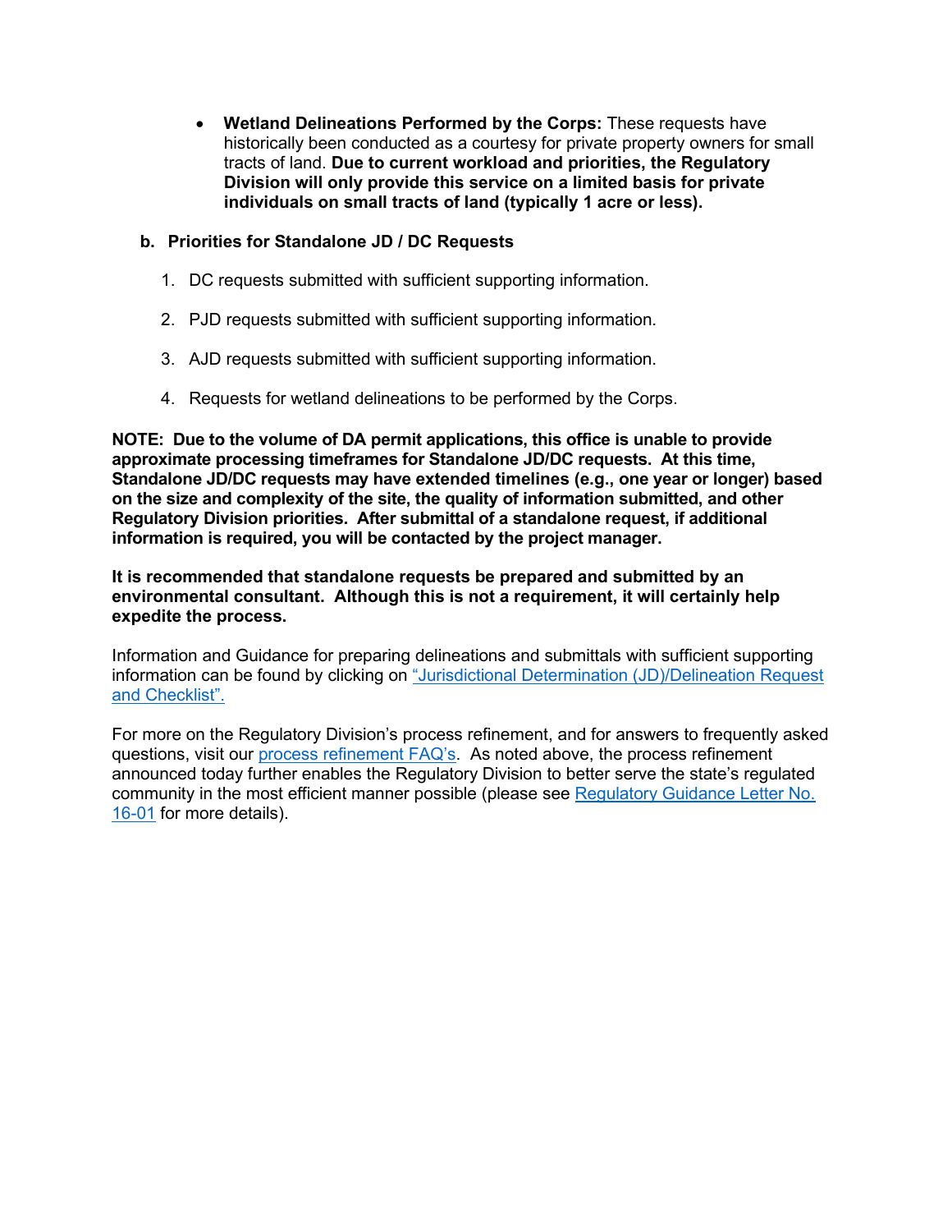- **Wetland Delineations Performed by the Corps:** These requests have historically been conducted as a courtesy for private property owners for small tracts of land. **Due to current workload and priorities, the Regulatory Division will only provide this service on a limited basis for private individuals on small tracts of land (typically 1 acre or less).**

**b. Priorities for Standalone JD / DC Requests**

1. DC requests submitted with sufficient supporting information.

2. PJD requests submitted with sufficient supporting information.

3. AJD requests submitted with sufficient supporting information.

4. Requests for wetland delineations to be performed by the Corps.

**NOTE: Due to the volume of DA permit applications, this office is unable to provide approximate processing timeframes for Standalone JD/DC requests. At this time, Standalone JD/DC requests may have extended timelines (e.g., one year or longer) based on the size and complexity of the site, the quality of information submitted, and other Regulatory Division priorities. After submittal of a standalone request, if additional information is required, you will be contacted by the project manager.**

**It is recommended that standalone requests be prepared and submitted by an environmental consultant. Although this is not a requirement, it will certainly help expedite the process.**

Information and Guidance for preparing delineations and submittals with sufficient supporting information can be found by clicking on "Jurisdictional Determination (JD)/Delineation Request and Checklist".

For more on the Regulatory Division's process refinement, and for answers to frequently asked questions, visit our process refinement FAQ's. As noted above, the process refinement announced today further enables the Regulatory Division to better serve the state's regulated community in the most efficient manner possible (please see Regulatory Guidance Letter No. 16-01 for more details).